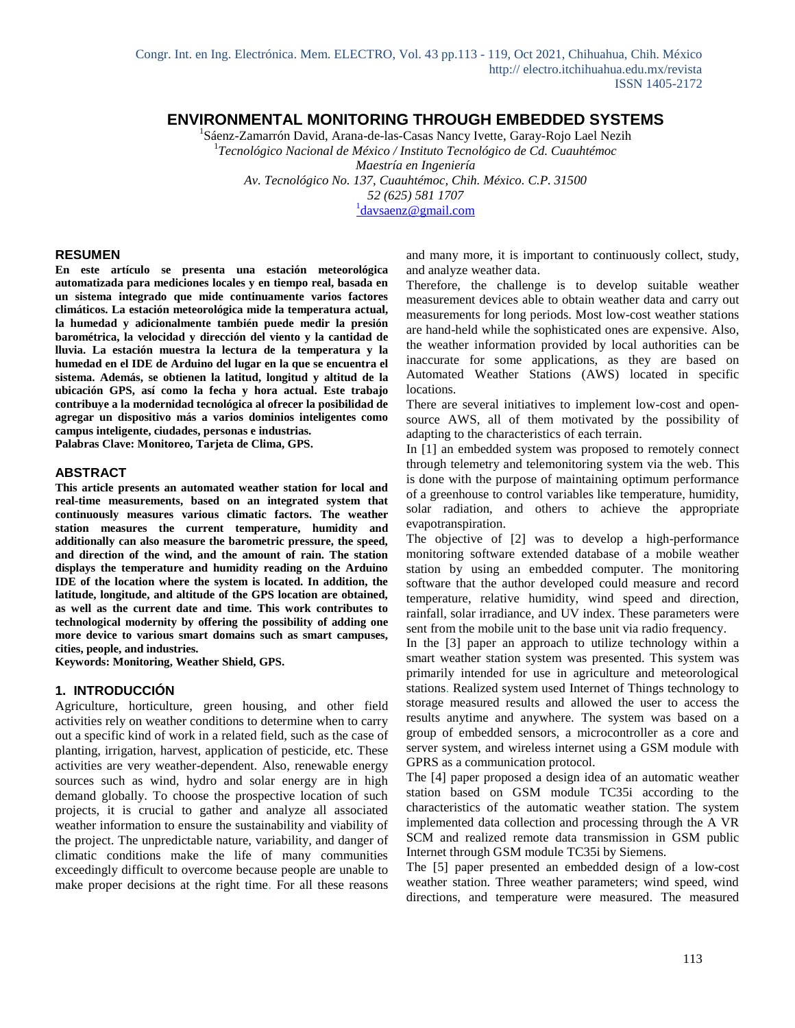# ENVIRONMENTAL MONITORING THROUGH EMBEDDED SYSTEMS

[1]Sáenz-Zamarrón David, Arana-de-las-Casas Nancy Ivette, Garay-Rojo Lael Nezih

[1]*Tecnológico Nacional de México / Instituto Tecnológico de Cd. Cuauhtémoc*
*Maestría en Ingeniería*
*Av. Tecnológico No. 137, Cuauhtémoc, Chih. México. C.P. 31500*
*52 (625) 581 1707*
[1]davsaenz@gmail.com

## RESUMEN

**En este artículo se presenta una estación meteorológica automatizada para mediciones locales y en tiempo real, basada en un sistema integrado que mide continuamente varios factores climáticos. La estación meteorológica mide la temperatura actual, la humedad y adicionalmente también puede medir la presión barométrica, la velocidad y dirección del viento y la cantidad de lluvia. La estación muestra la lectura de la temperatura y la humedad en el IDE de Arduino del lugar en la que se encuentra el sistema. Además, se obtienen la latitud, longitud y altitud de la ubicación GPS, así como la fecha y hora actual. Este trabajo contribuye a la modernidad tecnológica al ofrecer la posibilidad de agregar un dispositivo más a varios dominios inteligentes como campus inteligente, ciudades, personas e industrias.**

**Palabras Clave: Monitoreo, Tarjeta de Clima, GPS.**

## ABSTRACT

**This article presents an automated weather station for local and real-time measurements, based on an integrated system that continuously measures various climatic factors. The weather station measures the current temperature, humidity and additionally can also measure the barometric pressure, the speed, and direction of the wind, and the amount of rain. The station displays the temperature and humidity reading on the Arduino IDE of the location where the system is located. In addition, the latitude, longitude, and altitude of the GPS location are obtained, as well as the current date and time. This work contributes to technological modernity by offering the possibility of adding one more device to various smart domains such as smart campuses, cities, people, and industries.**

**Keywords: Monitoring, Weather Shield, GPS.**

## 1. INTRODUCCIÓN

Agriculture, horticulture, green housing, and other field activities rely on weather conditions to determine when to carry out a specific kind of work in a related field, such as the case of planting, irrigation, harvest, application of pesticide, etc. These activities are very weather-dependent. Also, renewable energy sources such as wind, hydro and solar energy are in high demand globally. To choose the prospective location of such projects, it is crucial to gather and analyze all associated weather information to ensure the sustainability and viability of the project. The unpredictable nature, variability, and danger of climatic conditions make the life of many communities exceedingly difficult to overcome because people are unable to make proper decisions at the right time. For all these reasons and many more, it is important to continuously collect, study, and analyze weather data.

Therefore, the challenge is to develop suitable weather measurement devices able to obtain weather data and carry out measurements for long periods. Most low-cost weather stations are hand-held while the sophisticated ones are expensive. Also, the weather information provided by local authorities can be inaccurate for some applications, as they are based on Automated Weather Stations (AWS) located in specific locations.

There are several initiatives to implement low-cost and open-source AWS, all of them motivated by the possibility of adapting to the characteristics of each terrain.

In [1] an embedded system was proposed to remotely connect through telemetry and telemonitoring system via the web. This is done with the purpose of maintaining optimum performance of a greenhouse to control variables like temperature, humidity, solar radiation, and others to achieve the appropriate evapotranspiration.

The objective of [2] was to develop a high-performance monitoring software extended database of a mobile weather station by using an embedded computer. The monitoring software that the author developed could measure and record temperature, relative humidity, wind speed and direction, rainfall, solar irradiance, and UV index. These parameters were sent from the mobile unit to the base unit via radio frequency.

In the [3] paper an approach to utilize technology within a smart weather station system was presented. This system was primarily intended for use in agriculture and meteorological stations. Realized system used Internet of Things technology to storage measured results and allowed the user to access the results anytime and anywhere. The system was based on a group of embedded sensors, a microcontroller as a core and server system, and wireless internet using a GSM module with GPRS as a communication protocol.

The [4] paper proposed a design idea of an automatic weather station based on GSM module TC35i according to the characteristics of the automatic weather station. The system implemented data collection and processing through the A VR SCM and realized remote data transmission in GSM public Internet through GSM module TC35i by Siemens.

The [5] paper presented an embedded design of a low-cost weather station. Three weather parameters; wind speed, wind directions, and temperature were measured. The measured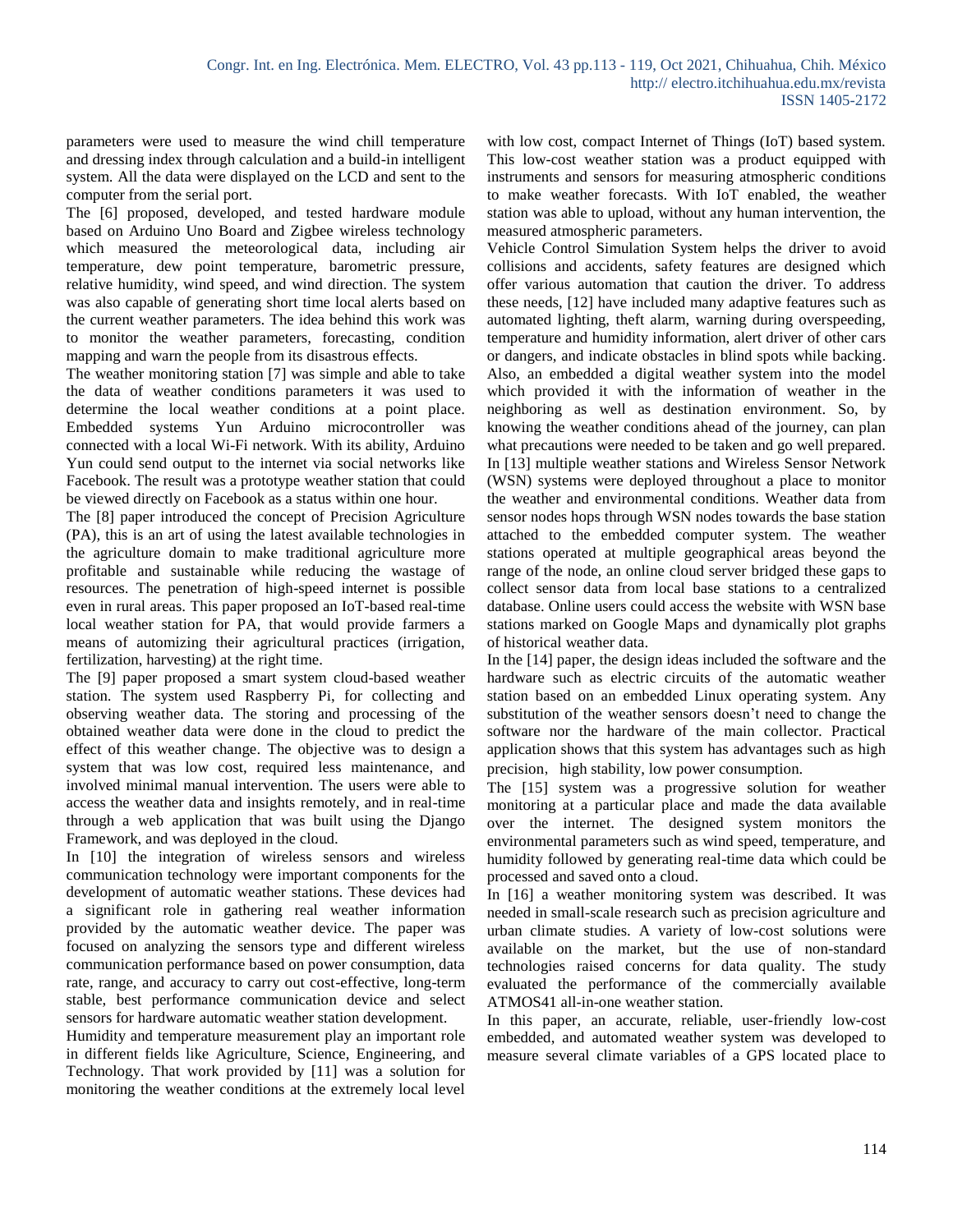parameters were used to measure the wind chill temperature and dressing index through calculation and a build-in intelligent system. All the data were displayed on the LCD and sent to the computer from the serial port.

The [6] proposed, developed, and tested hardware module based on Arduino Uno Board and Zigbee wireless technology which measured the meteorological data, including air temperature, dew point temperature, barometric pressure, relative humidity, wind speed, and wind direction. The system was also capable of generating short time local alerts based on the current weather parameters. The idea behind this work was to monitor the weather parameters, forecasting, condition mapping and warn the people from its disastrous effects.

The weather monitoring station [7] was simple and able to take the data of weather conditions parameters it was used to determine the local weather conditions at a point place. Embedded systems Yun Arduino microcontroller was connected with a local Wi-Fi network. With its ability, Arduino Yun could send output to the internet via social networks like Facebook. The result was a prototype weather station that could be viewed directly on Facebook as a status within one hour.

The [8] paper introduced the concept of Precision Agriculture (PA), this is an art of using the latest available technologies in the agriculture domain to make traditional agriculture more profitable and sustainable while reducing the wastage of resources. The penetration of high-speed internet is possible even in rural areas. This paper proposed an IoT-based real-time local weather station for PA, that would provide farmers a means of automizing their agricultural practices (irrigation, fertilization, harvesting) at the right time.

The [9] paper proposed a smart system cloud-based weather station. The system used Raspberry Pi, for collecting and observing weather data. The storing and processing of the obtained weather data were done in the cloud to predict the effect of this weather change. The objective was to design a system that was low cost, required less maintenance, and involved minimal manual intervention. The users were able to access the weather data and insights remotely, and in real-time through a web application that was built using the Django Framework, and was deployed in the cloud.

In [10] the integration of wireless sensors and wireless communication technology were important components for the development of automatic weather stations. These devices had a significant role in gathering real weather information provided by the automatic weather device. The paper was focused on analyzing the sensors type and different wireless communication performance based on power consumption, data rate, range, and accuracy to carry out cost-effective, long-term stable, best performance communication device and select sensors for hardware automatic weather station development.

Humidity and temperature measurement play an important role in different fields like Agriculture, Science, Engineering, and Technology. That work provided by [11] was a solution for monitoring the weather conditions at the extremely local level with low cost, compact Internet of Things (IoT) based system. This low-cost weather station was a product equipped with instruments and sensors for measuring atmospheric conditions to make weather forecasts. With IoT enabled, the weather station was able to upload, without any human intervention, the measured atmospheric parameters.

Vehicle Control Simulation System helps the driver to avoid collisions and accidents, safety features are designed which offer various automation that caution the driver. To address these needs, [12] have included many adaptive features such as automated lighting, theft alarm, warning during overspeeding, temperature and humidity information, alert driver of other cars or dangers, and indicate obstacles in blind spots while backing. Also, an embedded a digital weather system into the model which provided it with the information of weather in the neighboring as well as destination environment. So, by knowing the weather conditions ahead of the journey, can plan what precautions were needed to be taken and go well prepared.

In [13] multiple weather stations and Wireless Sensor Network (WSN) systems were deployed throughout a place to monitor the weather and environmental conditions. Weather data from sensor nodes hops through WSN nodes towards the base station attached to the embedded computer system. The weather stations operated at multiple geographical areas beyond the range of the node, an online cloud server bridged these gaps to collect sensor data from local base stations to a centralized database. Online users could access the website with WSN base stations marked on Google Maps and dynamically plot graphs of historical weather data.

In the [14] paper, the design ideas included the software and the hardware such as electric circuits of the automatic weather station based on an embedded Linux operating system. Any substitution of the weather sensors doesn't need to change the software nor the hardware of the main collector. Practical application shows that this system has advantages such as high precision, high stability, low power consumption.

The [15] system was a progressive solution for weather monitoring at a particular place and made the data available over the internet. The designed system monitors the environmental parameters such as wind speed, temperature, and humidity followed by generating real-time data which could be processed and saved onto a cloud.

In [16] a weather monitoring system was described. It was needed in small-scale research such as precision agriculture and urban climate studies. A variety of low-cost solutions were available on the market, but the use of non-standard technologies raised concerns for data quality. The study evaluated the performance of the commercially available ATMOS41 all-in-one weather station.

In this paper, an accurate, reliable, user-friendly low-cost embedded, and automated weather system was developed to measure several climate variables of a GPS located place to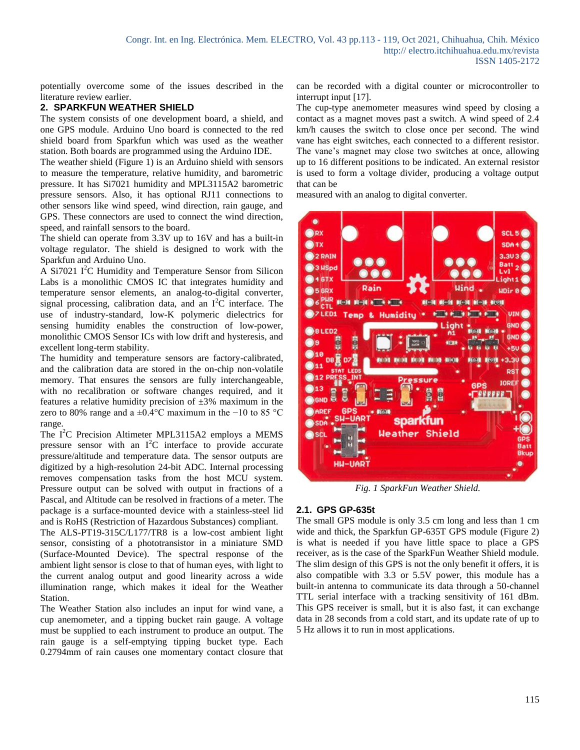potentially overcome some of the issues described in the literature review earlier.

## 2. SPARKFUN WEATHER SHIELD

The system consists of one development board, a shield, and one GPS module. Arduino Uno board is connected to the red shield board from Sparkfun which was used as the weather station. Both boards are programmed using the Arduino IDE.

The weather shield (Figure 1) is an Arduino shield with sensors to measure the temperature, relative humidity, and barometric pressure. It has Si7021 humidity and MPL3115A2 barometric pressure sensors. Also, it has optional RJ11 connections to other sensors like wind speed, wind direction, rain gauge, and GPS. These connectors are used to connect the wind direction, speed, and rainfall sensors to the board.

The shield can operate from 3.3V up to 16V and has a built-in voltage regulator. The shield is designed to work with the Sparkfun and Arduino Uno.

A Si7021 $I^2C$ Humidity and Temperature Sensor from Silicon Labs is a monolithic CMOS IC that integrates humidity and temperature sensor elements, an analog-to-digital converter, signal processing, calibration data, and an $I^2C$ interface. The use of industry-standard, low-K polymeric dielectrics for sensing humidity enables the construction of low-power, monolithic CMOS Sensor ICs with low drift and hysteresis, and excellent long-term stability.

The humidity and temperature sensors are factory-calibrated, and the calibration data are stored in the on-chip non-volatile memory. That ensures the sensors are fully interchangeable, with no recalibration or software changes required, and it features a relative humidity precision of ±3% maximum in the zero to 80% range and a ±0.4°C maximum in the −10 to 85 °C range.

The $I^2C$ Precision Altimeter MPL3115A2 employs a MEMS pressure sensor with an $I^2C$ interface to provide accurate pressure/altitude and temperature data. The sensor outputs are digitized by a high-resolution 24-bit ADC. Internal processing removes compensation tasks from the host MCU system. Pressure output can be solved with output in fractions of a Pascal, and Altitude can be resolved in fractions of a meter. The package is a surface-mounted device with a stainless-steel lid and is RoHS (Restriction of Hazardous Substances) compliant.

The ALS-PT19-315C/L177/TR8 is a low-cost ambient light sensor, consisting of a phototransistor in a miniature SMD (Surface-Mounted Device). The spectral response of the ambient light sensor is close to that of human eyes, with light to the current analog output and good linearity across a wide illumination range, which makes it ideal for the Weather Station.

The Weather Station also includes an input for wind vane, a cup anemometer, and a tipping bucket rain gauge. A voltage must be supplied to each instrument to produce an output. The rain gauge is a self-emptying tipping bucket type. Each 0.2794mm of rain causes one momentary contact closure that can be recorded with a digital counter or microcontroller to interrupt input [17].

The cup-type anemometer measures wind speed by closing a contact as a magnet moves past a switch. A wind speed of 2.4 km/h causes the switch to close once per second. The wind vane has eight switches, each connected to a different resistor. The vane's magnet may close two switches at once, allowing up to 16 different positions to be indicated. An external resistor is used to form a voltage divider, producing a voltage output that can be measured with an analog to digital converter.

*Fig. 1 SparkFun Weather Shield.*

### 2.1. GPS GP-635t

The small GPS module is only 3.5 cm long and less than 1 cm wide and thick, the Sparkfun GP-635T GPS module (Figure 2) is what is needed if you have little space to place a GPS receiver, as is the case of the SparkFun Weather Shield module. The slim design of this GPS is not the only benefit it offers, it is also compatible with 3.3 or 5.5V power, this module has a built-in antenna to communicate its data through a 50-channel TTL serial interface with a tracking sensitivity of 161 dBm. This GPS receiver is small, but it is also fast, it can exchange data in 28 seconds from a cold start, and its update rate of up to 5 Hz allows it to run in most applications.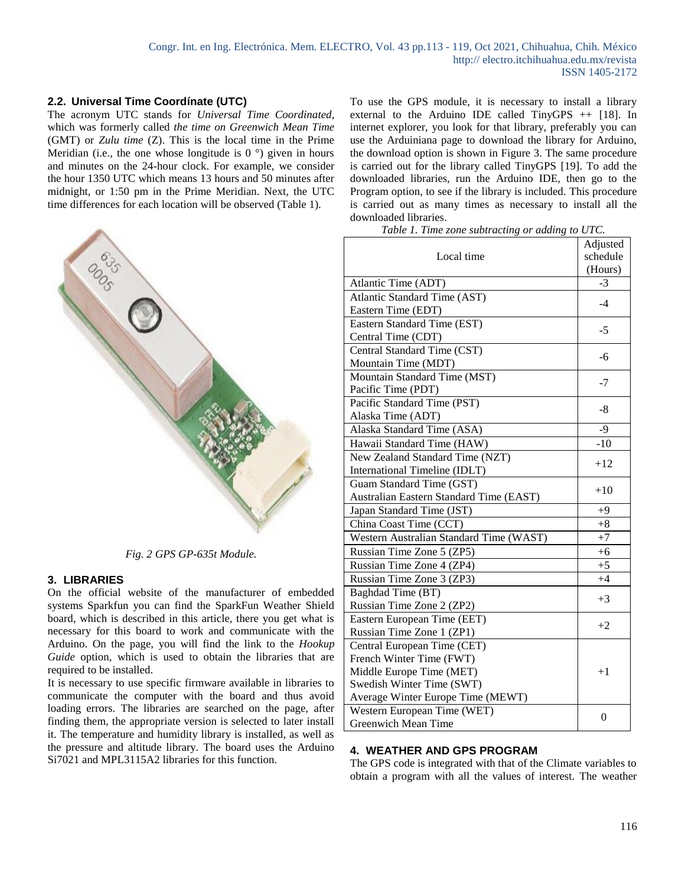### 2.2. Universal Time Coordínate (UTC)

The acronym UTC stands for *Universal Time Coordinated*, which was formerly called *the time on Greenwich Mean Time* (GMT) or *Zulu time* (Z). This is the local time in the Prime Meridian (i.e., the one whose longitude is 0 °) given in hours and minutes on the 24-hour clock. For example, we consider the hour 1350 UTC which means 13 hours and 50 minutes after midnight, or 1:50 pm in the Prime Meridian. Next, the UTC time differences for each location will be observed (Table 1).

*Fig. 2 GPS GP-635t Module.*

## 3. LIBRARIES

On the official website of the manufacturer of embedded systems Sparkfun you can find the SparkFun Weather Shield board, which is described in this article, there you get what is necessary for this board to work and communicate with the Arduino. On the page, you will find the link to the *Hookup Guide* option, which is used to obtain the libraries that are required to be installed.

It is necessary to use specific firmware available in libraries to communicate the computer with the board and thus avoid loading errors. The libraries are searched on the page, after finding them, the appropriate version is selected to later install it. The temperature and humidity library is installed, as well as the pressure and altitude library. The board uses the Arduino Si7021 and MPL3115A2 libraries for this function.

To use the GPS module, it is necessary to install a library external to the Arduino IDE called TinyGPS ++ [18]. In internet explorer, you look for that library, preferably you can use the Arduiniana page to download the library for Arduino, the download option is shown in Figure 3. The same procedure is carried out for the library called TinyGPS [19]. To add the downloaded libraries, run the Arduino IDE, then go to the Program option, to see if the library is included. This procedure is carried out as many times as necessary to install all the downloaded libraries.

*Table 1. Time zone subtracting or adding to UTC.*

| Local time | Adjusted schedule (Hours) |
|---|---|
| Atlantic Time (ADT) | -3 |
| Atlantic Standard Time (AST)<br>Eastern Time (EDT) | -4 |
| Eastern Standard Time (EST)<br>Central Time (CDT) | -5 |
| Central Standard Time (CST)<br>Mountain Time (MDT) | -6 |
| Mountain Standard Time (MST)<br>Pacific Time (PDT) | -7 |
| Pacific Standard Time (PST)<br>Alaska Time (ADT) | -8 |
| Alaska Standard Time (ASA) | -9 |
| Hawaii Standard Time (HAW) | -10 |
| New Zealand Standard Time (NZT)<br>International Timeline (IDLT) | +12 |
| Guam Standard Time (GST)<br>Australian Eastern Standard Time (EAST) | +10 |
| Japan Standard Time (JST) | +9 |
| China Coast Time (CCT) | +8 |
| Western Australian Standard Time (WAST) | +7 |
| Russian Time Zone 5 (ZP5) | +6 |
| Russian Time Zone 4 (ZP4) | +5 |
| Russian Time Zone 3 (ZP3) | +4 |
| Baghdad Time (BT)<br>Russian Time Zone 2 (ZP2) | +3 |
| Eastern European Time (EET)<br>Russian Time Zone 1 (ZP1) | +2 |
| Central European Time (CET)<br>French Winter Time (FWT)<br>Middle Europe Time (MET)<br>Swedish Winter Time (SWT)<br>Average Winter Europe Time (MEWT) | +1 |
| Western European Time (WET)<br>Greenwich Mean Time | 0 |

## 4. WEATHER AND GPS PROGRAM

The GPS code is integrated with that of the Climate variables to obtain a program with all the values of interest. The weather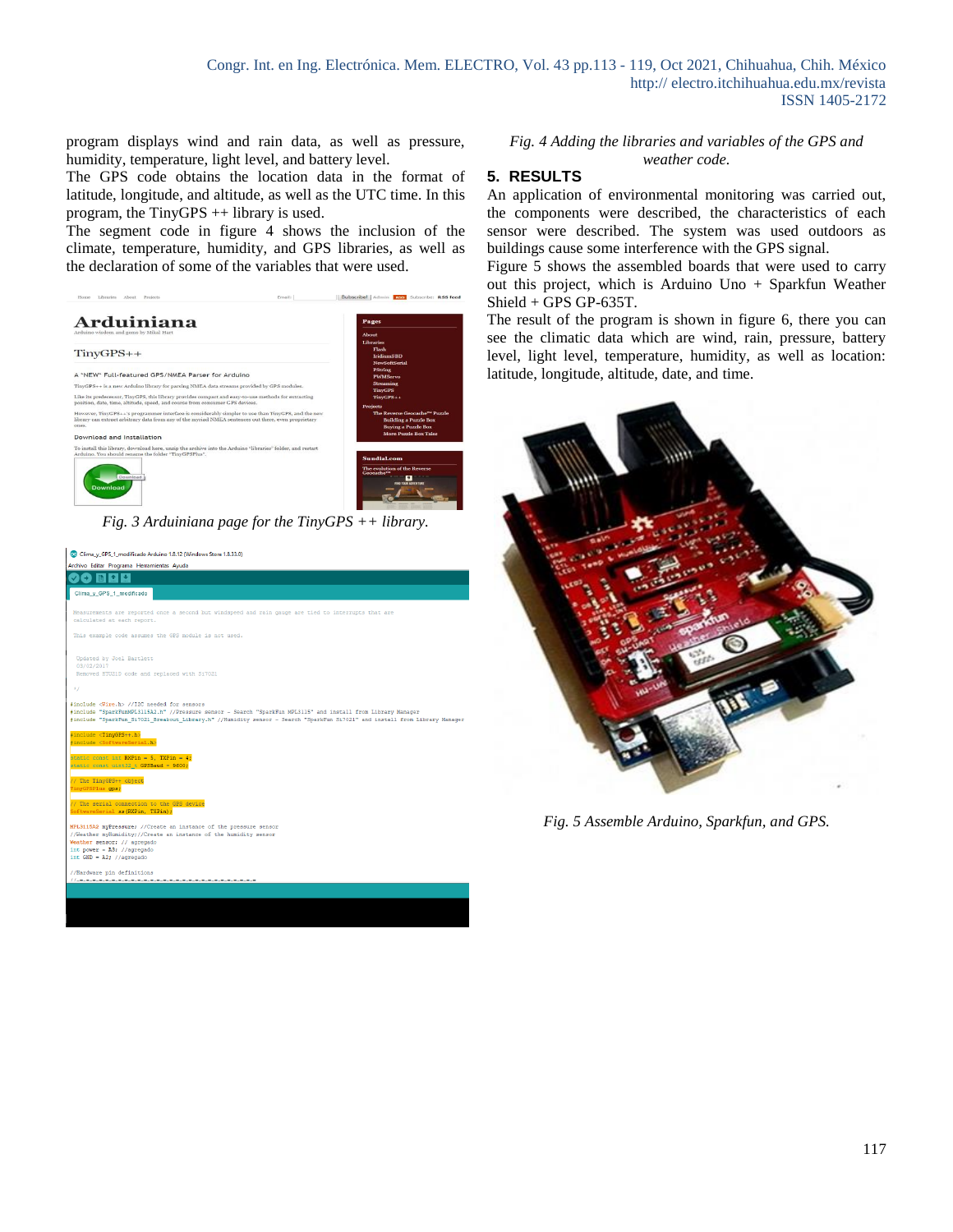program displays wind and rain data, as well as pressure, humidity, temperature, light level, and battery level.

The GPS code obtains the location data in the format of latitude, longitude, and altitude, as well as the UTC time. In this program, the TinyGPS ++ library is used.

The segment code in figure 4 shows the inclusion of the climate, temperature, humidity, and GPS libraries, as well as the declaration of some of the variables that were used.

*Fig. 3 Arduiniana page for the TinyGPS ++ library.*

*Fig. 4 Adding the libraries and variables of the GPS and weather code.*

## 5. RESULTS

An application of environmental monitoring was carried out, the components were described, the characteristics of each sensor were described. The system was used outdoors as buildings cause some interference with the GPS signal.

Figure 5 shows the assembled boards that were used to carry out this project, which is Arduino Uno + Sparkfun Weather Shield + GPS GP-635T.

The result of the program is shown in figure 6, there you can see the climatic data which are wind, rain, pressure, battery level, light level, temperature, humidity, as well as location: latitude, longitude, altitude, date, and time.

*Fig. 5 Assemble Arduino, Sparkfun, and GPS.*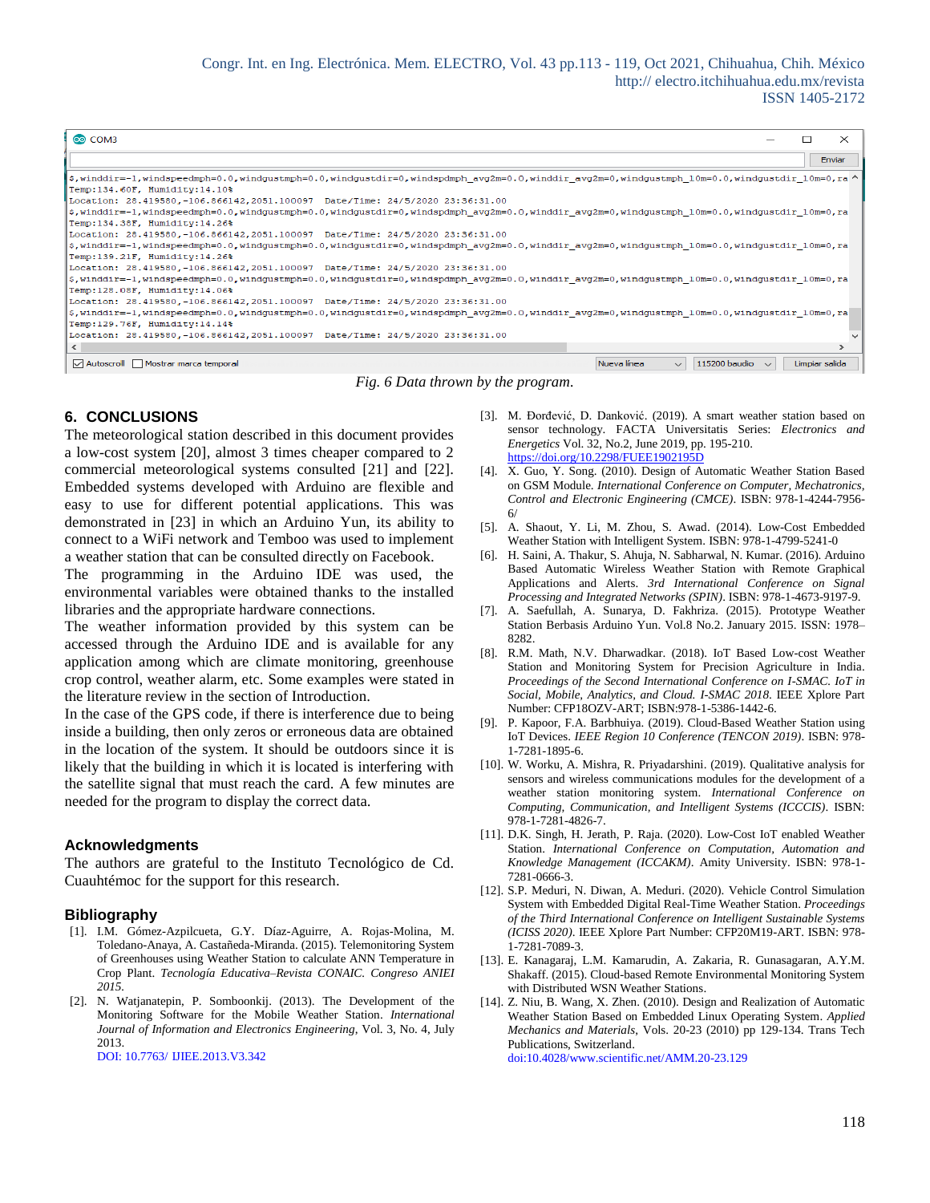Fig. 6 Data thrown by the program.

## 6. CONCLUSIONS

The meteorological station described in this document provides a low-cost system [20], almost 3 times cheaper compared to 2 commercial meteorological systems consulted [21] and [22]. Embedded systems developed with Arduino are flexible and easy to use for different potential applications. This was demonstrated in [23] in which an Arduino Yun, its ability to connect to a WiFi network and Temboo was used to implement a weather station that can be consulted directly on Facebook.

The programming in the Arduino IDE was used, the environmental variables were obtained thanks to the installed libraries and the appropriate hardware connections.

The weather information provided by this system can be accessed through the Arduino IDE and is available for any application among which are climate monitoring, greenhouse crop control, weather alarm, etc. Some examples were stated in the literature review in the section of Introduction.

In the case of the GPS code, if there is interference due to being inside a building, then only zeros or erroneous data are obtained in the location of the system. It should be outdoors since it is likely that the building in which it is located is interfering with the satellite signal that must reach the card. A few minutes are needed for the program to display the correct data.

### Acknowledgments

The authors are grateful to the Instituto Tecnológico de Cd. Cuauhtémoc for the support for this research.

### Bibliography

[1]. I.M. Gómez-Azpilcueta, G.Y. Díaz-Aguirre, A. Rojas-Molina, M. Toledano-Anaya, A. Castañeda-Miranda. (2015). Telemonitoring System of Greenhouses using Weather Station to calculate ANN Temperature in Crop Plant. *Tecnología Educativa–Revista CONAIC. Congreso ANIEI 2015.*

[2]. N. Watjanatepin, P. Somboonkij. (2013). The Development of the Monitoring Software for the Mobile Weather Station. *International Journal of Information and Electronics Engineering*, Vol. 3, No. 4, July 2013. DOI: 10.7763/ IJIEE.2013.V3.342

[3]. M. Đorđević, D. Danković. (2019). A smart weather station based on sensor technology. FACTA Universitatis Series: *Electronics and Energetics* Vol. 32, No.2, June 2019, pp. 195-210. https://doi.org/10.2298/FUEE1902195D

[4]. X. Guo, Y. Song. (2010). Design of Automatic Weather Station Based on GSM Module. *International Conference on Computer, Mechatronics, Control and Electronic Engineering (CMCE)*. ISBN: 978-1-4244-7956-6/

[5]. A. Shaout, Y. Li, M. Zhou, S. Awad. (2014). Low-Cost Embedded Weather Station with Intelligent System. ISBN: 978-1-4799-5241-0

[6]. H. Saini, A. Thakur, S. Ahuja, N. Sabharwal, N. Kumar. (2016). Arduino Based Automatic Wireless Weather Station with Remote Graphical Applications and Alerts. *3rd International Conference on Signal Processing and Integrated Networks (SPIN)*. ISBN: 978-1-4673-9197-9.

[7]. A. Saefullah, A. Sunarya, D. Fakhriza. (2015). Prototype Weather Station Berbasis Arduino Yun. Vol.8 No.2. January 2015. ISSN: 1978–8282.

[8]. R.M. Math, N.V. Dharwadkar. (2018). IoT Based Low-cost Weather Station and Monitoring System for Precision Agriculture in India. *Proceedings of the Second International Conference on I-SMAC. IoT in Social, Mobile, Analytics, and Cloud. I-SMAC 2018.* IEEE Xplore Part Number: CFP18OZV-ART; ISBN:978-1-5386-1442-6.

[9]. P. Kapoor, F.A. Barbhuiya. (2019). Cloud-Based Weather Station using IoT Devices. *IEEE Region 10 Conference (TENCON 2019)*. ISBN: 978-1-7281-1895-6.

[10]. W. Worku, A. Mishra, R. Priyadarshini. (2019). Qualitative analysis for sensors and wireless communications modules for the development of a weather station monitoring system. *International Conference on Computing, Communication, and Intelligent Systems (ICCCIS)*. ISBN: 978-1-7281-4826-7.

[11]. D.K. Singh, H. Jerath, P. Raja. (2020). Low-Cost IoT enabled Weather Station. *International Conference on Computation, Automation and Knowledge Management (ICCAKM)*. Amity University. ISBN: 978-1-7281-0666-3.

[12]. S.P. Meduri, N. Diwan, A. Meduri. (2020). Vehicle Control Simulation System with Embedded Digital Real-Time Weather Station. *Proceedings of the Third International Conference on Intelligent Sustainable Systems (ICISS 2020)*. IEEE Xplore Part Number: CFP20M19-ART. ISBN: 978-1-7281-7089-3.

[13]. E. Kanagaraj, L.M. Kamarudin, A. Zakaria, R. Gunasagaran, A.Y.M. Shakaff. (2015). Cloud-based Remote Environmental Monitoring System with Distributed WSN Weather Stations.

[14]. Z. Niu, B. Wang, X. Zhen. (2010). Design and Realization of Automatic Weather Station Based on Embedded Linux Operating System. *Applied Mechanics and Materials*, Vols. 20-23 (2010) pp 129-134. Trans Tech Publications, Switzerland. doi:10.4028/www.scientific.net/AMM.20-23.129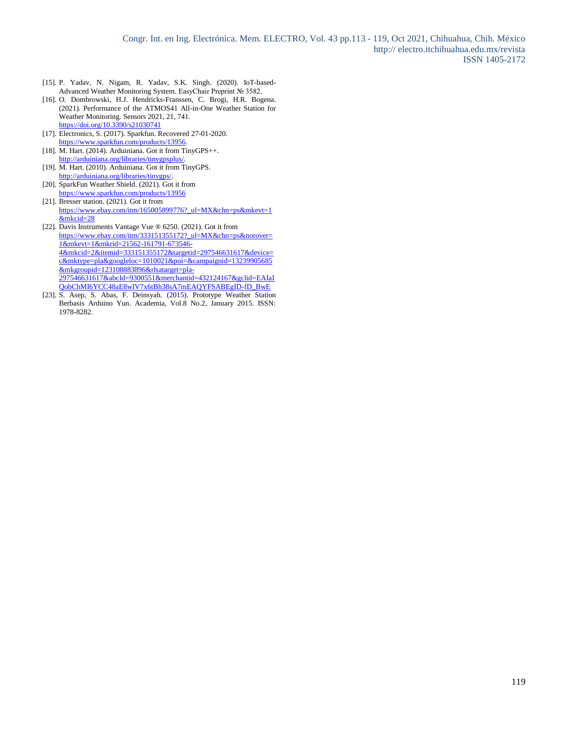[15]. P. Yadav, N. Nigam, R. Yadav, S.K. Singh. (2020). IoT-based-Advanced Weather Monitoring System. EasyChair Preprint № 3582.

[16]. O. Dombrowski, H.J. Hendricks-Franssen, C. Brogi, H.R. Bogena. (2021). Performance of the ATMOS41 All-in-One Weather Station for Weather Monitoring. Sensors 2021, 21, 741. https://doi.org/10.3390/s21030741

[17]. Electronics, S. (2017). Sparkfun. Recovered 27-01-2020. https://www.sparkfun.com/products/13956.

[18]. M. Hart. (2014). Arduiniana. Got it from TinyGPS++. http://arduiniana.org/libraries/tinygpsplus/.

[19]. M. Hart. (2010). Arduiniana. Got it from TinyGPS. http://arduiniana.org/libraries/tinygps/.

[20]. SparkFun Weather Shield. (2021). Got it from https://www.sparkfun.com/products/13956

[21]. Bresser station. (2021). Got it from https://www.ebay.com/itm/165005899776?_ul=MX&chn=ps&mkevt=1&mkcid=28

[22]. Davis Instruments Vantage Vue ® 6250. (2021). Got it from https://www.ebay.com/itm/333151355172?_ul=MX&chn=ps&norover=1&mkevt=1&mkrid=21562-161791-673546-4&mkcid=2&itemid=333151355172&targetid=297546631617&device=c&mktype=pla&googleloc=1010021&poi=&campaignid=13239905685&mkgroupid=123108883896&rlsatarget=pla-297546631617&abcId=9300551&merchantid=432124167&gclid=EAIaIQobChMI6YCC48aE8wIV7x6tBh38sA7mEAQYFSABEgID-fD_BwE

[23]. S. Asep, S. Abas, F. Deinsyah. (2015). Prototype Weather Station Berbasis Arduino Yun. Academia, Vol.8 No.2, January 2015. ISSN: 1978-8282.